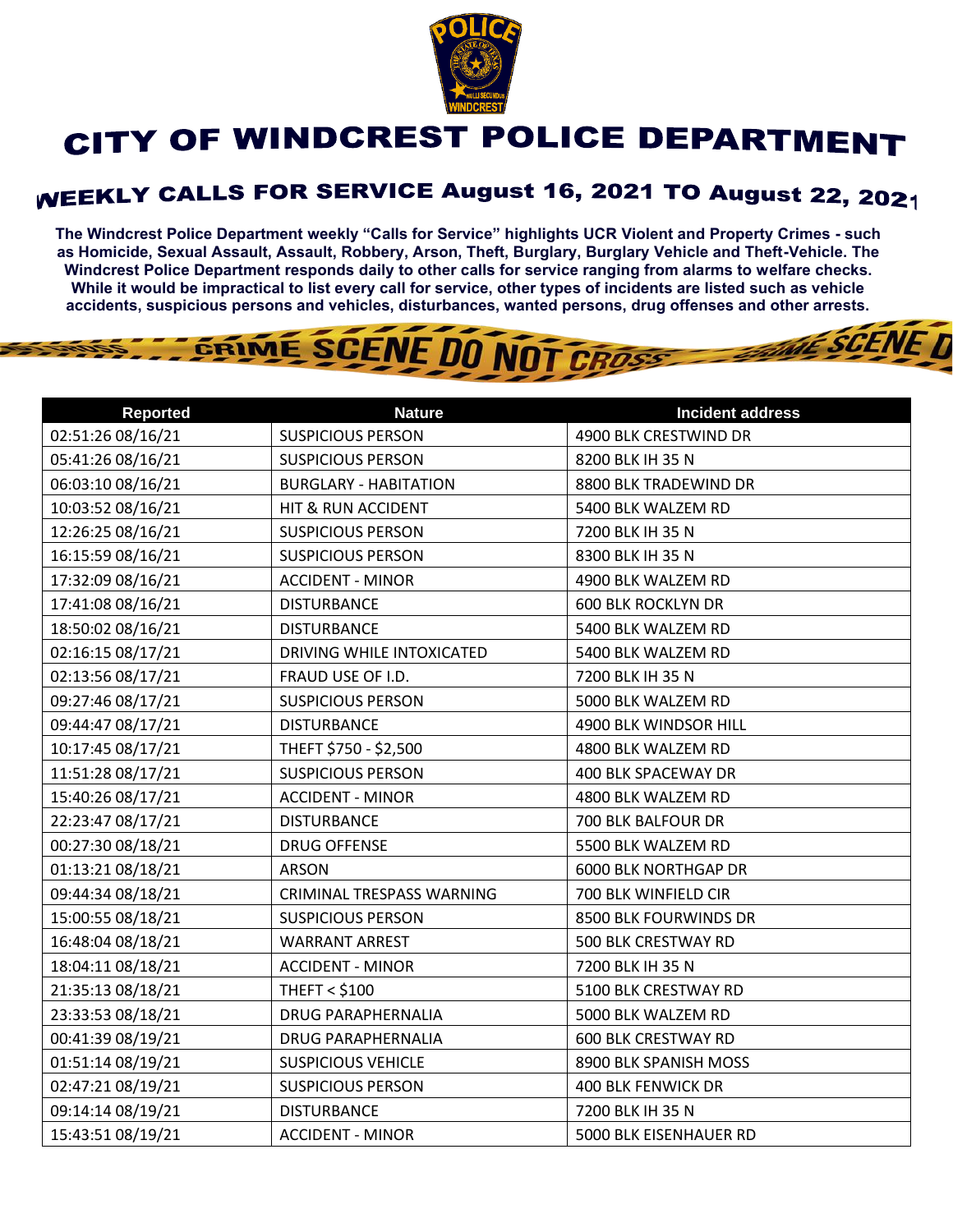# CITY OF WINDCREST POLICE DEPARTMENT

## WEEKLY CALLS FOR SERVICE August 16, 2021 TO August 22, 2021

**The Windcrest Police Department weekly "Calls for Service" highlights UCR Violent and Property Crimes - such as Homicide, Sexual Assault, Assault, Robbery, Arson, Theft, Burglary, Burglary Vehicle and Theft-Vehicle. The Windcrest Police Department responds daily to other calls for service ranging from alarms to welfare checks. While it would be impractical to list every call for service, other types of incidents are listed such as vehicle accidents, suspicious persons and vehicles, disturbances, wanted persons, drug offenses and other arrests.**

| Reported | Nature | Incident address |
|---|---|---|
| 02:51:26 08/16/21 | SUSPICIOUS PERSON | 4900 BLK CRESTWIND DR |
| 05:41:26 08/16/21 | SUSPICIOUS PERSON | 8200 BLK IH 35 N |
| 06:03:10 08/16/21 | BURGLARY - HABITATION | 8800 BLK TRADEWIND DR |
| 10:03:52 08/16/21 | HIT & RUN ACCIDENT | 5400 BLK WALZEM RD |
| 12:26:25 08/16/21 | SUSPICIOUS PERSON | 7200 BLK IH 35 N |
| 16:15:59 08/16/21 | SUSPICIOUS PERSON | 8300 BLK IH 35 N |
| 17:32:09 08/16/21 | ACCIDENT - MINOR | 4900 BLK WALZEM RD |
| 17:41:08 08/16/21 | DISTURBANCE | 600 BLK ROCKLYN DR |
| 18:50:02 08/16/21 | DISTURBANCE | 5400 BLK WALZEM RD |
| 02:16:15 08/17/21 | DRIVING WHILE INTOXICATED | 5400 BLK WALZEM RD |
| 02:13:56 08/17/21 | FRAUD USE OF I.D. | 7200 BLK IH 35 N |
| 09:27:46 08/17/21 | SUSPICIOUS PERSON | 5000 BLK WALZEM RD |
| 09:44:47 08/17/21 | DISTURBANCE | 4900 BLK WINDSOR HILL |
| 10:17:45 08/17/21 | THEFT $750 - $2,500 | 4800 BLK WALZEM RD |
| 11:51:28 08/17/21 | SUSPICIOUS PERSON | 400 BLK SPACEWAY DR |
| 15:40:26 08/17/21 | ACCIDENT - MINOR | 4800 BLK WALZEM RD |
| 22:23:47 08/17/21 | DISTURBANCE | 700 BLK BALFOUR DR |
| 00:27:30 08/18/21 | DRUG OFFENSE | 5500 BLK WALZEM RD |
| 01:13:21 08/18/21 | ARSON | 6000 BLK NORTHGAP DR |
| 09:44:34 08/18/21 | CRIMINAL TRESPASS WARNING | 700 BLK WINFIELD CIR |
| 15:00:55 08/18/21 | SUSPICIOUS PERSON | 8500 BLK FOURWINDS DR |
| 16:48:04 08/18/21 | WARRANT ARREST | 500 BLK CRESTWAY RD |
| 18:04:11 08/18/21 | ACCIDENT - MINOR | 7200 BLK IH 35 N |
| 21:35:13 08/18/21 | THEFT < $100 | 5100 BLK CRESTWAY RD |
| 23:33:53 08/18/21 | DRUG PARAPHERNALIA | 5000 BLK WALZEM RD |
| 00:41:39 08/19/21 | DRUG PARAPHERNALIA | 600 BLK CRESTWAY RD |
| 01:51:14 08/19/21 | SUSPICIOUS VEHICLE | 8900 BLK SPANISH MOSS |
| 02:47:21 08/19/21 | SUSPICIOUS PERSON | 400 BLK FENWICK DR |
| 09:14:14 08/19/21 | DISTURBANCE | 7200 BLK IH 35 N |
| 15:43:51 08/19/21 | ACCIDENT - MINOR | 5000 BLK EISENHAUER RD |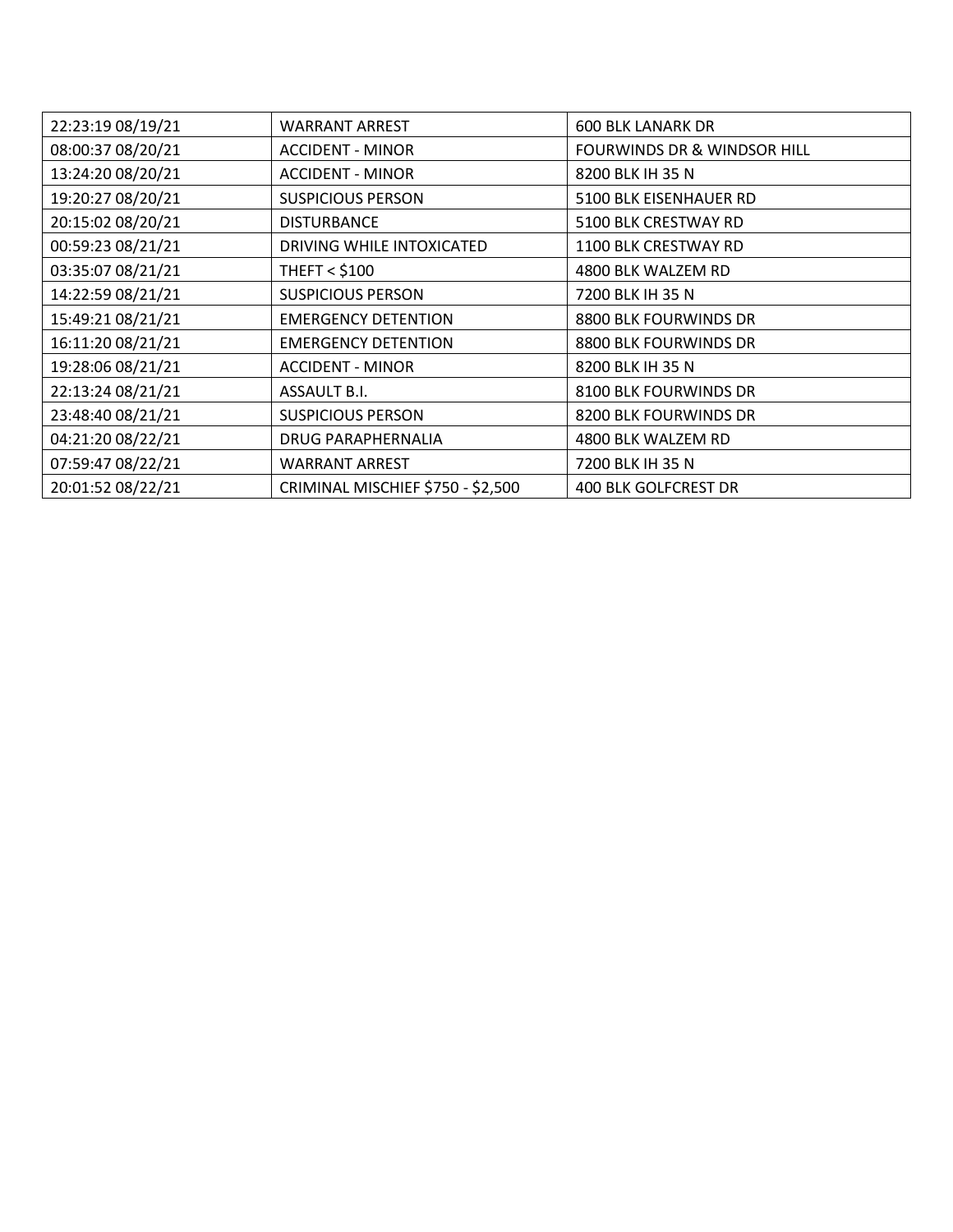| | | |
|---|---|---|
| 22:23:19 08/19/21 | WARRANT ARREST | 600 BLK LANARK DR |
| 08:00:37 08/20/21 | ACCIDENT - MINOR | FOURWINDS DR & WINDSOR HILL |
| 13:24:20 08/20/21 | ACCIDENT - MINOR | 8200 BLK IH 35 N |
| 19:20:27 08/20/21 | SUSPICIOUS PERSON | 5100 BLK EISENHAUER RD |
| 20:15:02 08/20/21 | DISTURBANCE | 5100 BLK CRESTWAY RD |
| 00:59:23 08/21/21 | DRIVING WHILE INTOXICATED | 1100 BLK CRESTWAY RD |
| 03:35:07 08/21/21 | THEFT < $100 | 4800 BLK WALZEM RD |
| 14:22:59 08/21/21 | SUSPICIOUS PERSON | 7200 BLK IH 35 N |
| 15:49:21 08/21/21 | EMERGENCY DETENTION | 8800 BLK FOURWINDS DR |
| 16:11:20 08/21/21 | EMERGENCY DETENTION | 8800 BLK FOURWINDS DR |
| 19:28:06 08/21/21 | ACCIDENT - MINOR | 8200 BLK IH 35 N |
| 22:13:24 08/21/21 | ASSAULT B.I. | 8100 BLK FOURWINDS DR |
| 23:48:40 08/21/21 | SUSPICIOUS PERSON | 8200 BLK FOURWINDS DR |
| 04:21:20 08/22/21 | DRUG PARAPHERNALIA | 4800 BLK WALZEM RD |
| 07:59:47 08/22/21 | WARRANT ARREST | 7200 BLK IH 35 N |
| 20:01:52 08/22/21 | CRIMINAL MISCHIEF $750 - $2,500 | 400 BLK GOLFCREST DR |